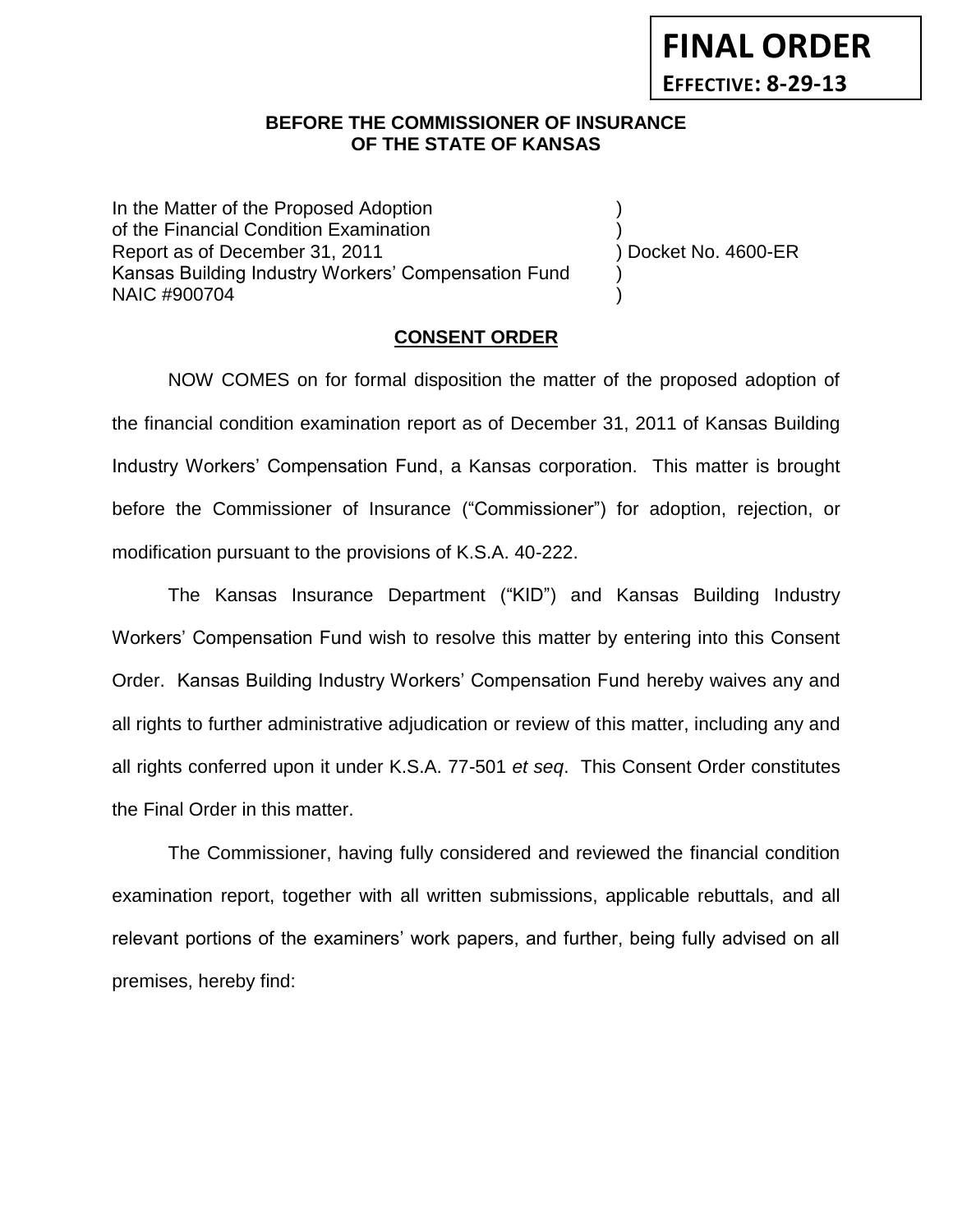**FINAL ORDER**

**EFFECTIVE: 8-29-13**

**BEFORE THE COMMISSIONER OF INSURANCE**
**OF THE STATE OF KANSAS**

In the Matter of the Proposed Adoption )
of the Financial Condition Examination )
Report as of December 31, 2011 ) Docket No. 4600-ER
Kansas Building Industry Workers' Compensation Fund )
NAIC #900704 )

**CONSENT ORDER**

NOW COMES on for formal disposition the matter of the proposed adoption of the financial condition examination report as of December 31, 2011 of Kansas Building Industry Workers' Compensation Fund, a Kansas corporation. This matter is brought before the Commissioner of Insurance ("Commissioner") for adoption, rejection, or modification pursuant to the provisions of K.S.A. 40-222.

The Kansas Insurance Department ("KID") and Kansas Building Industry Workers' Compensation Fund wish to resolve this matter by entering into this Consent Order. Kansas Building Industry Workers' Compensation Fund hereby waives any and all rights to further administrative adjudication or review of this matter, including any and all rights conferred upon it under K.S.A. 77-501 *et seq*. This Consent Order constitutes the Final Order in this matter.

The Commissioner, having fully considered and reviewed the financial condition examination report, together with all written submissions, applicable rebuttals, and all relevant portions of the examiners' work papers, and further, being fully advised on all premises, hereby find: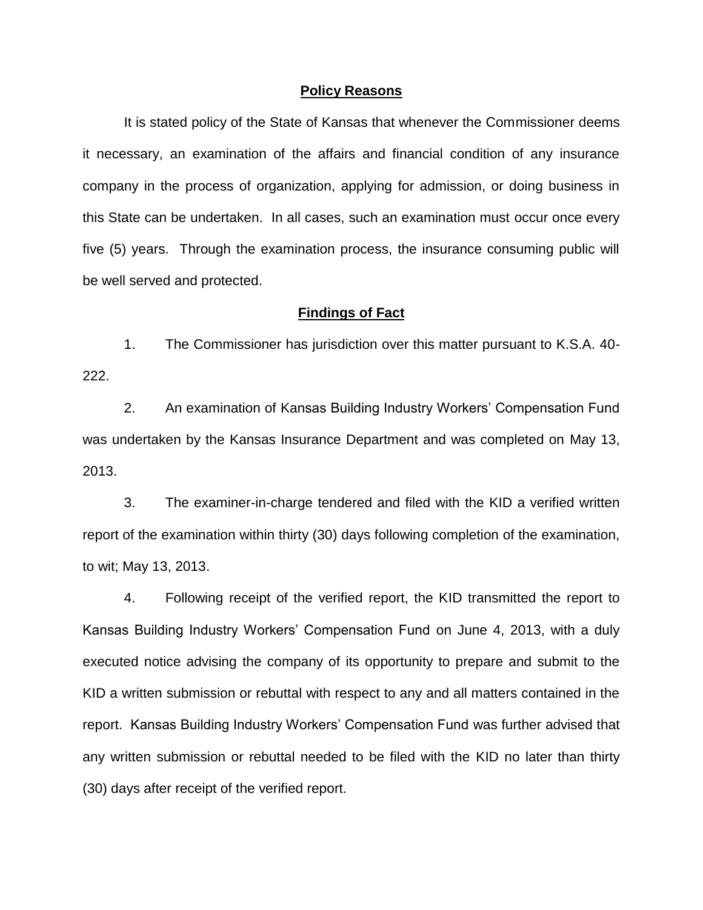## Policy Reasons

It is stated policy of the State of Kansas that whenever the Commissioner deems it necessary, an examination of the affairs and financial condition of any insurance company in the process of organization, applying for admission, or doing business in this State can be undertaken. In all cases, such an examination must occur once every five (5) years. Through the examination process, the insurance consuming public will be well served and protected.

## Findings of Fact

1. The Commissioner has jurisdiction over this matter pursuant to K.S.A. 40-222.

2. An examination of Kansas Building Industry Workers' Compensation Fund was undertaken by the Kansas Insurance Department and was completed on May 13, 2013.

3. The examiner-in-charge tendered and filed with the KID a verified written report of the examination within thirty (30) days following completion of the examination, to wit; May 13, 2013.

4. Following receipt of the verified report, the KID transmitted the report to Kansas Building Industry Workers' Compensation Fund on June 4, 2013, with a duly executed notice advising the company of its opportunity to prepare and submit to the KID a written submission or rebuttal with respect to any and all matters contained in the report. Kansas Building Industry Workers' Compensation Fund was further advised that any written submission or rebuttal needed to be filed with the KID no later than thirty (30) days after receipt of the verified report.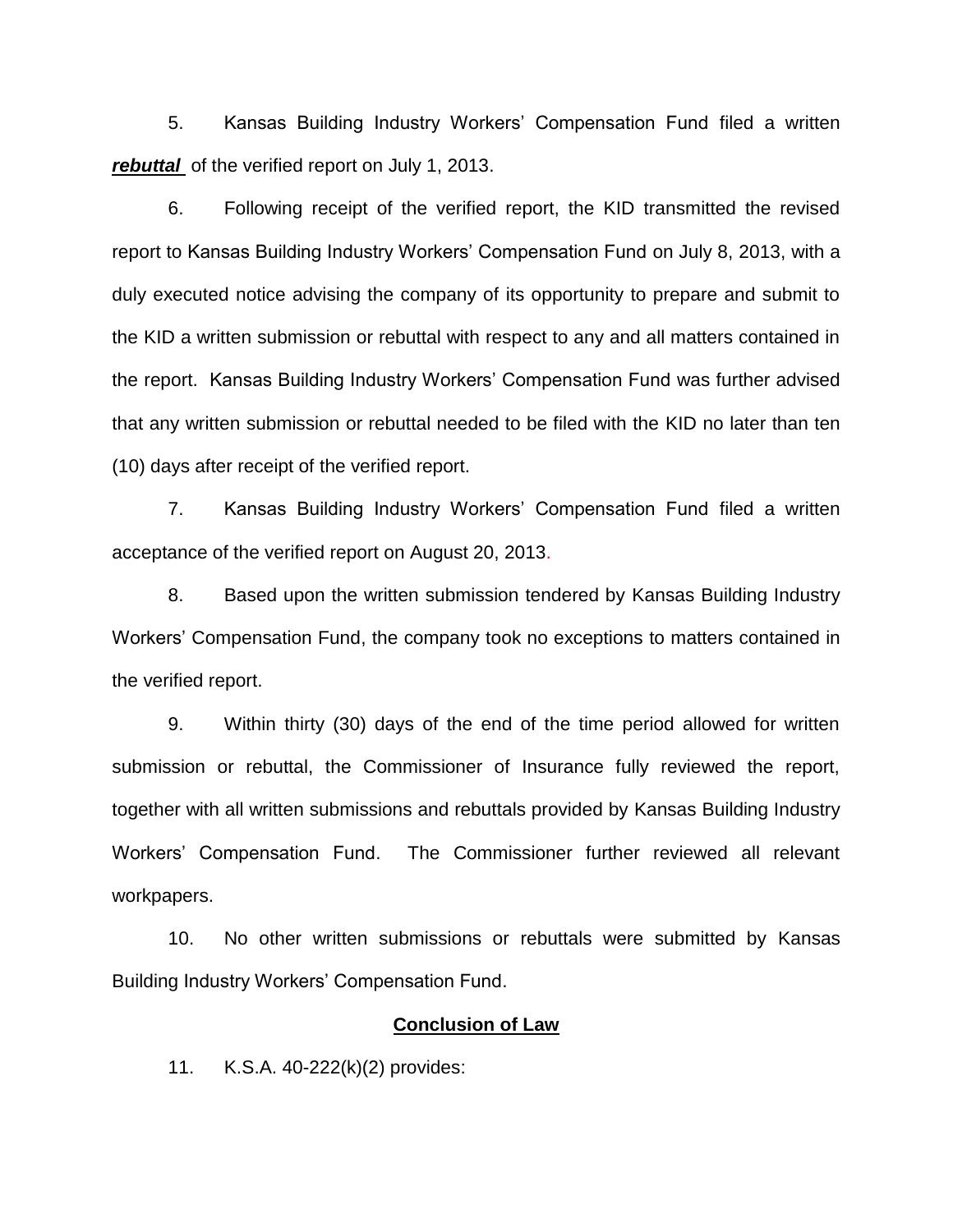5. Kansas Building Industry Workers' Compensation Fund filed a written ***rebuttal*** of the verified report on July 1, 2013.

6. Following receipt of the verified report, the KID transmitted the revised report to Kansas Building Industry Workers' Compensation Fund on July 8, 2013, with a duly executed notice advising the company of its opportunity to prepare and submit to the KID a written submission or rebuttal with respect to any and all matters contained in the report. Kansas Building Industry Workers' Compensation Fund was further advised that any written submission or rebuttal needed to be filed with the KID no later than ten (10) days after receipt of the verified report.

7. Kansas Building Industry Workers' Compensation Fund filed a written acceptance of the verified report on August 20, 2013.

8. Based upon the written submission tendered by Kansas Building Industry Workers' Compensation Fund, the company took no exceptions to matters contained in the verified report.

9. Within thirty (30) days of the end of the time period allowed for written submission or rebuttal, the Commissioner of Insurance fully reviewed the report, together with all written submissions and rebuttals provided by Kansas Building Industry Workers' Compensation Fund. The Commissioner further reviewed all relevant workpapers.

10. No other written submissions or rebuttals were submitted by Kansas Building Industry Workers' Compensation Fund.

## Conclusion of Law

11. K.S.A. 40-222(k)(2) provides: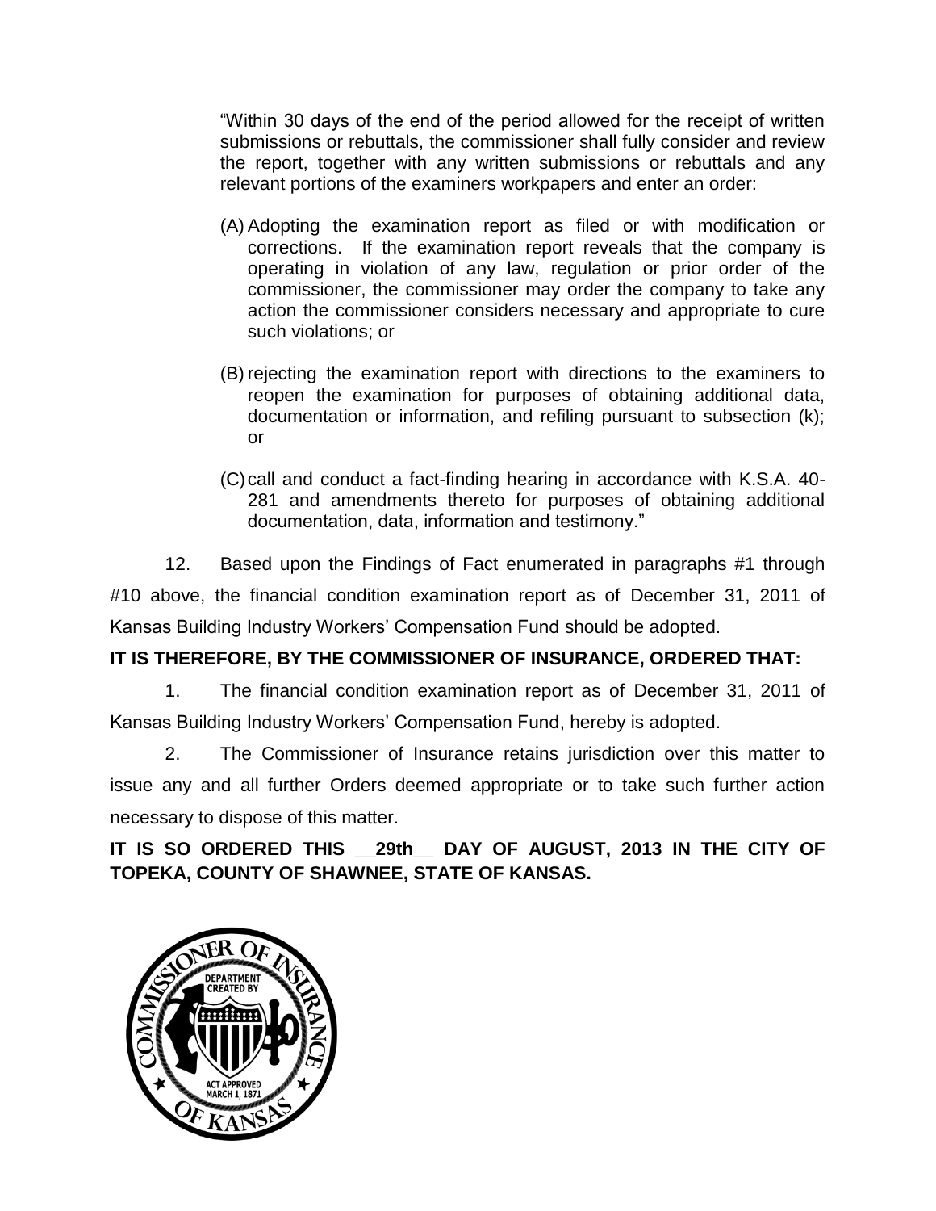"Within 30 days of the end of the period allowed for the receipt of written submissions or rebuttals, the commissioner shall fully consider and review the report, together with any written submissions or rebuttals and any relevant portions of the examiners workpapers and enter an order:

(A) Adopting the examination report as filed or with modification or corrections. If the examination report reveals that the company is operating in violation of any law, regulation or prior order of the commissioner, the commissioner may order the company to take any action the commissioner considers necessary and appropriate to cure such violations; or

(B) rejecting the examination report with directions to the examiners to reopen the examination for purposes of obtaining additional data, documentation or information, and refiling pursuant to subsection (k); or

(C) call and conduct a fact-finding hearing in accordance with K.S.A. 40-281 and amendments thereto for purposes of obtaining additional documentation, data, information and testimony."

12. Based upon the Findings of Fact enumerated in paragraphs #1 through #10 above, the financial condition examination report as of December 31, 2011 of Kansas Building Industry Workers' Compensation Fund should be adopted.

**IT IS THEREFORE, BY THE COMMISSIONER OF INSURANCE, ORDERED THAT:**

1. The financial condition examination report as of December 31, 2011 of Kansas Building Industry Workers' Compensation Fund, hereby is adopted.

2. The Commissioner of Insurance retains jurisdiction over this matter to issue any and all further Orders deemed appropriate or to take such further action necessary to dispose of this matter.

**IT IS SO ORDERED THIS __29th__ DAY OF AUGUST, 2013 IN THE CITY OF TOPEKA, COUNTY OF SHAWNEE, STATE OF KANSAS.**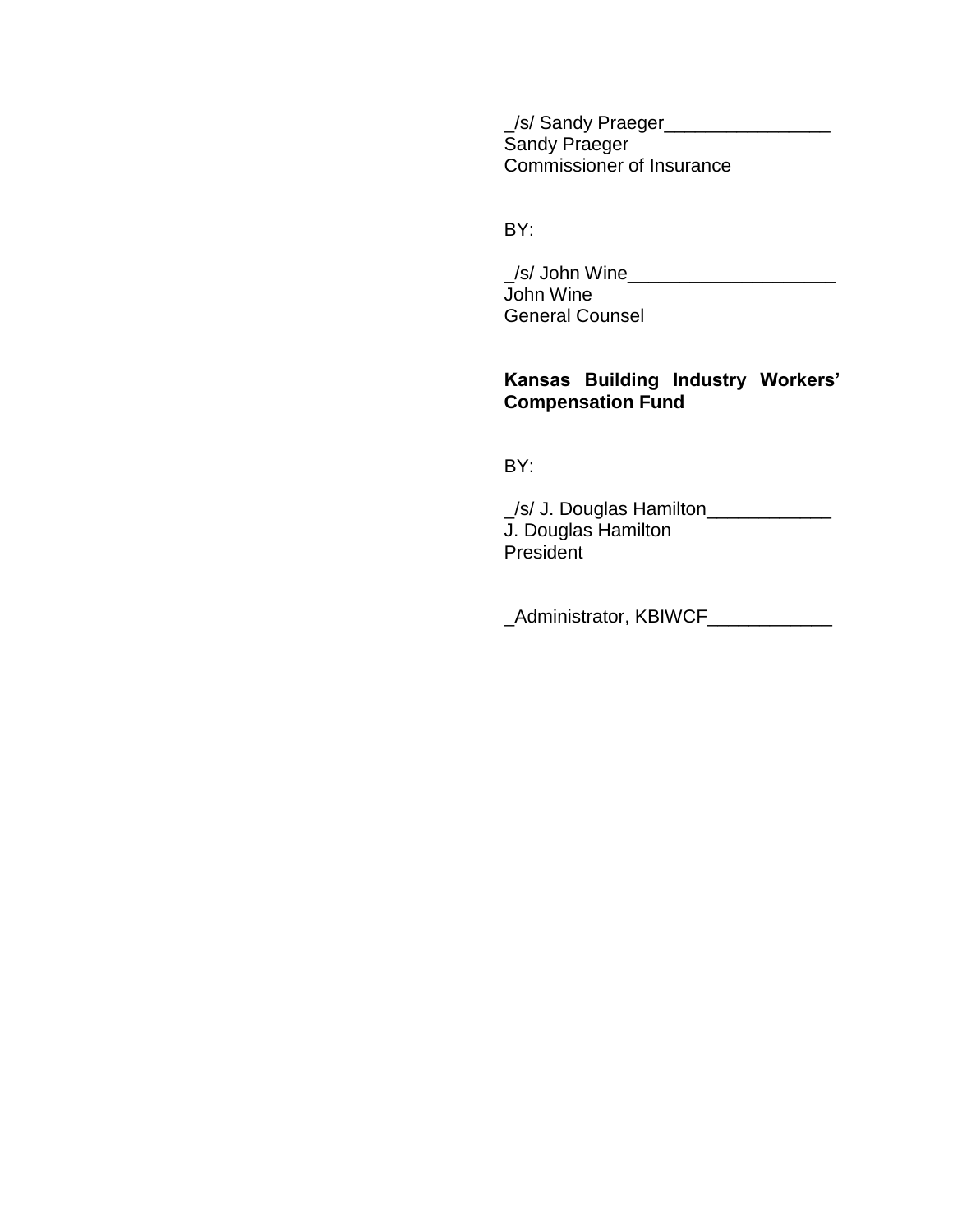_/s/ Sandy Praeger________________
Sandy Praeger
Commissioner of Insurance

BY:

_/s/ John Wine____________________
John Wine
General Counsel

**Kansas Building Industry Workers' Compensation Fund**

BY:

_/s/ J. Douglas Hamilton____________
J. Douglas Hamilton
President

_Administrator, KBIWCF____________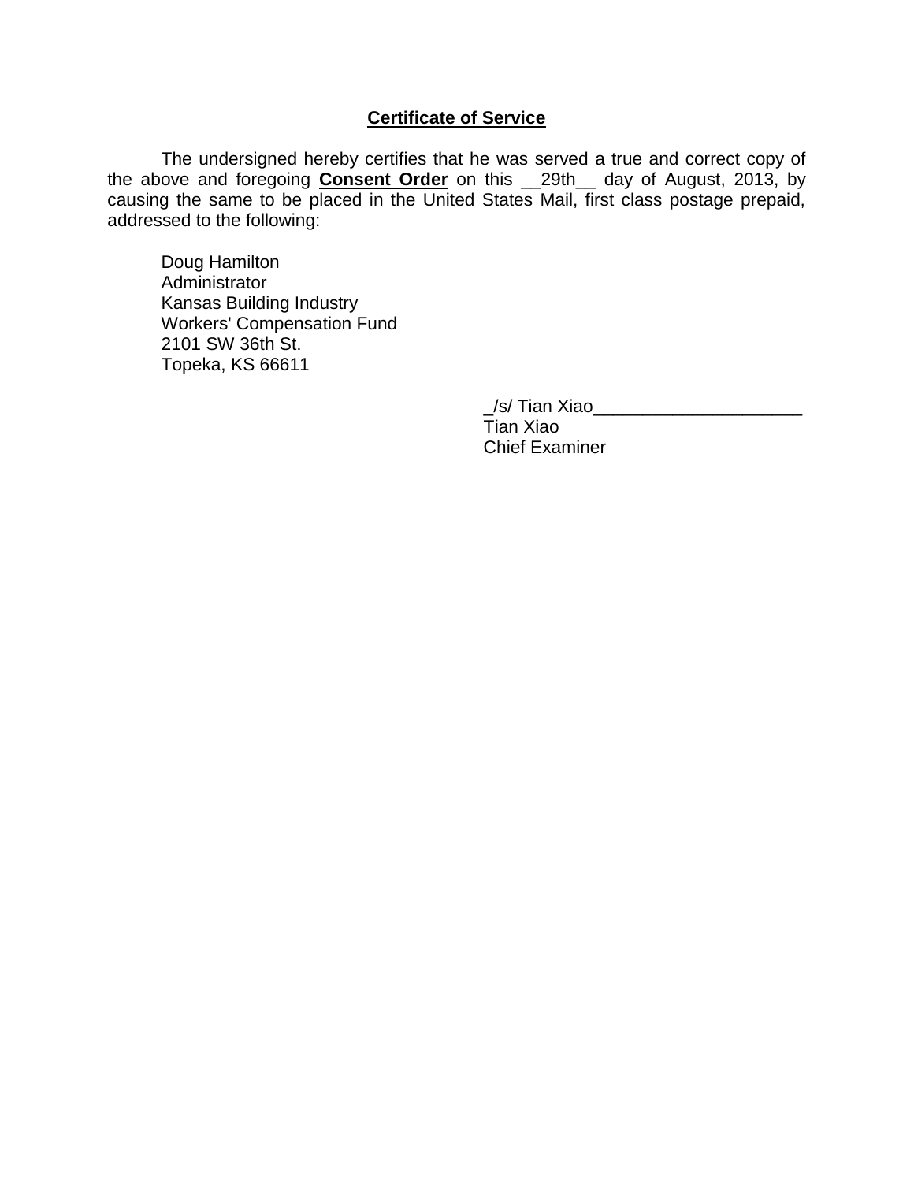**<u>Certificate of Service</u>**

The undersigned hereby certifies that he was served a true and correct copy of the above and foregoing **<u>Consent Order</u>** on this __29th__ day of August, 2013, by causing the same to be placed in the United States Mail, first class postage prepaid, addressed to the following:

Doug Hamilton
Administrator
Kansas Building Industry
Workers' Compensation Fund
2101 SW 36th St.
Topeka, KS 66611

_/s/ Tian Xiao_____________________
Tian Xiao
Chief Examiner